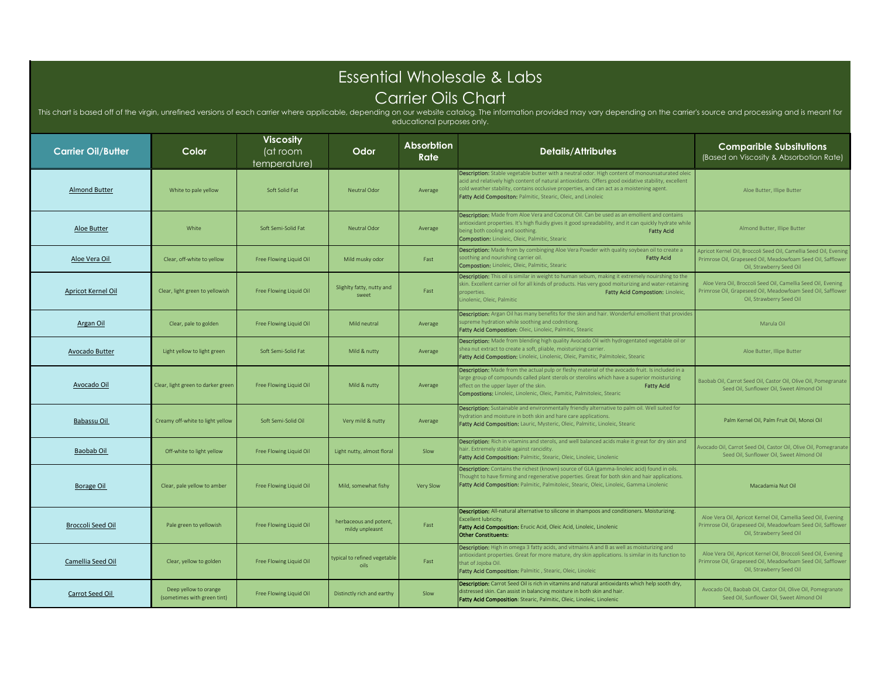# Essential Wholesale & Labs

## Carrier Oils Chart

This chart is based off of the virgin, unrefined versions of each carrier where applicable, depending on our website catalog. The information provided may vary depending on the carrier's source and processing and is meant for educational purposes only.

| Carrier Oil/Butter | Color | Viscosity (at room temperature) | Odor | Absorbtion Rate | Details/Attributes | Comparible Subsitutions (Based on Viscosity & Absorbotion Rate) |
|---|---|---|---|---|---|---|
| Almond Butter | White to pale yellow | Soft Solid Fat | Neutral Odor | Average | **Description:** Stable vegetable butter with a neutral odor. High content of monounsaturated oleic acid and relatively high content of natural antioxidants. Offers good oxidative stability, excellent cold weather stability, contains occlusive properties, and can act as a moistening agent. **Fatty Acid Compositon:** Palmitic, Stearic, Oleic, and Linoleic | Aloe Butter, Illipe Butter |
| Aloe Butter | White | Soft Semi-Solid Fat | Neutral Odor | Average | **Description:** Made from Aloe Vera and Coconut Oil. Can be used as an emollient and contains antioxidant properties. It's high fluidiy gives it good spreadability, and it can quickly hydrate while being both cooling and soothing. **Fatty Acid Compostion:** Linoleic, Oleic, Palmitic, Stearic | Almond Butter, Illipe Butter |
| Aloe Vera Oil | Clear, off-white to yellow | Free Flowing Liquid Oil | Mild musky odor | Fast | **Description:** Made from by combinging Aloe Vera Powder with quality soybean oil to create a soothing and nourishing carrier oil. **Fatty Acid Compostion:** Linoleic, Oleic, Palmitic, Stearic | Apricot Kernel Oil, Broccoli Seed Oil, Camellia Seed Oil, Evening Primrose Oil, Grapeseed Oil, Meadowfoam Seed Oil, Safflower Oil, Strawberry Seed Oil |
| Apricot Kernel Oil | Clear, light green to yellowish | Free Flowing Liquid Oil | Slighlty fatty, nutty and sweet | Fast | **Description:** This oil is similar in weight to human sebum, making it extremely nourishing to the skin. Excellent carrier oil for all kinds of products. Has very good moiturizing and water-retaining properties. **Fatty Acid Compostion:** Linoleic, Linolenic, Oleic, Palmitic | Aloe Vera Oil, Broccoli Seed Oil, Camellia Seed Oil, Evening Primrose Oil, Grapeseed Oil, Meadowfoam Seed Oil, Safflower Oil, Strawberry Seed Oil |
| Argan Oil | Clear, pale to golden | Free Flowing Liquid Oil | Mild neutral | Average | **Description:** Argan Oil has many benefits for the skin and hair. Wonderful emollient that provides supreme hydration while soothing and codnitiong. **Fatty Acid Compostion:** Oleic, Linoleic, Palmitic, Stearic | Marula Oil |
| Avocado Butter | Light yellow to light green | Soft Semi-Solid Fat | Mild & nutty | Average | **Description:** Made from blending high quality Avocado Oil with hydrogentated vegetable oil or shea nut extract to create a soft, pliable, moisturizing carrier. **Fatty Acid Compostion:** Linoleic, Linolenic, Oleic, Pamitic, Palmitoleic, Stearic | Aloe Butter, Illipe Butter |
| Avocado Oil | Clear, light green to darker green | Free Flowing Liquid Oil | Mild & nutty | Average | **Description:** Made from the actual pulp or fleshy material of the avocado fruit. Is included in a large group of compounds called plant sterols or sterolins which have a superior moisturizing effect on the upper layer of the skin. **Fatty Acid Compostions:** Linoleic, Linolenic, Oleic, Pamitic, Palmitoleic, Stearic | Baobab Oil, Carrot Seed Oil, Castor Oil, Olive Oil, Pomegranate Seed Oil, Sunflower Oil, Sweet Almond Oil |
| Babassu Oil | Creamy off-white to light yellow | Soft Semi-Solid Oil | Very mild & nutty | Average | **Description:** Sustainable and environmentally friendly alternative to palm oil. Well suited for hydration and moisture in both skin and hare care applications. **Fatty Acid Composition:** Lauric, Mysteric, Oleic, Palmitic, Linoleic, Stearic | Palm Kernel Oil, Palm Fruit Oil, Monoi Oil |
| Baobab Oil | Off-white to light yellow | Free Flowing Liquid Oil | Light nutty, almost floral | Slow | **Description:** Rich in vitamins and sterols, and well balanced acids make it great for dry skin and hair. Extremely stable against rancidity. **Fatty Acid Composition:** Palmitic, Stearic, Oleic, Linoleic, Linolenic | Avocado Oil, Carrot Seed Oil, Castor Oil, Olive Oil, Pomegranate Seed Oil, Sunflower Oil, Sweet Almond Oil |
| Borage Oil | Clear, pale yellow to amber | Free Flowing Liquid Oil | Mild, somewhat fishy | Very Slow | **Description:** Contains the richest (known) source of GLA (gamma-linoleic acid) found in oils. Thought to have firming and regenerative poperties. Great for both skin and hair applications. **Fatty Acid Composition:** Palmitic, Palmitoleic, Stearic, Oleic, Linoleic, Gamma Linolenic | Macadamia Nut Oil |
| Broccoli Seed Oil | Pale green to yellowish | Free Flowing Liquid Oil | herbaceous and potent, mildy unpleasnt | Fast | **Description:** All-natural alternative to silicone in shampoos and conditioners. Moisturizing. Excellent lubricity. **Fatty Acid Composition:** Erucic Acid, Oleic Acid, Linoleic, Linolenic **Other Constituents:** | Aloe Vera Oil, Apricot Kernel Oil, Camellia Seed Oil, Evening Primrose Oil, Grapeseed Oil, Meadowfoam Seed Oil, Safflower Oil, Strawberry Seed Oil |
| Camellia Seed Oil | Clear, yellow to golden | Free Flowing Liquid Oil | typical to refined vegetable oils | Fast | **Description:** High in omega 3 fatty acids, and vitmains A and B as well as moisturizing and antioxidant properties. Great for more mature, dry skin applications. Is similar in its function to that of Jojoba Oil. **Fatty Acid Composition:** Palmitic , Stearic, Oleic, Linoleic | Aloe Vera Oil, Apricot Kernel Oil, Broccoli Seed Oil, Evening Primrose Oil, Grapeseed Oil, Meadowfoam Seed Oil, Safflower Oil, Strawberry Seed Oil |
| Carrot Seed Oil | Deep yellow to orange (sometimes with green tint) | Free Flowing Liquid Oil | Distinctly rich and earthy | Slow | **Description:** Carrot Seed Oil is rich in vitamins and natural antioxidants which help sooth dry, distressed skin. Can assist in balancing moisture in both skin and hair. **Fatty Acid Composition**: Stearic, Palmitic, Oleic, Linoleic, Linolenic | Avocado Oil, Baobab Oil, Castor Oil, Olive Oil, Pomegranate Seed Oil, Sunflower Oil, Sweet Almond Oil |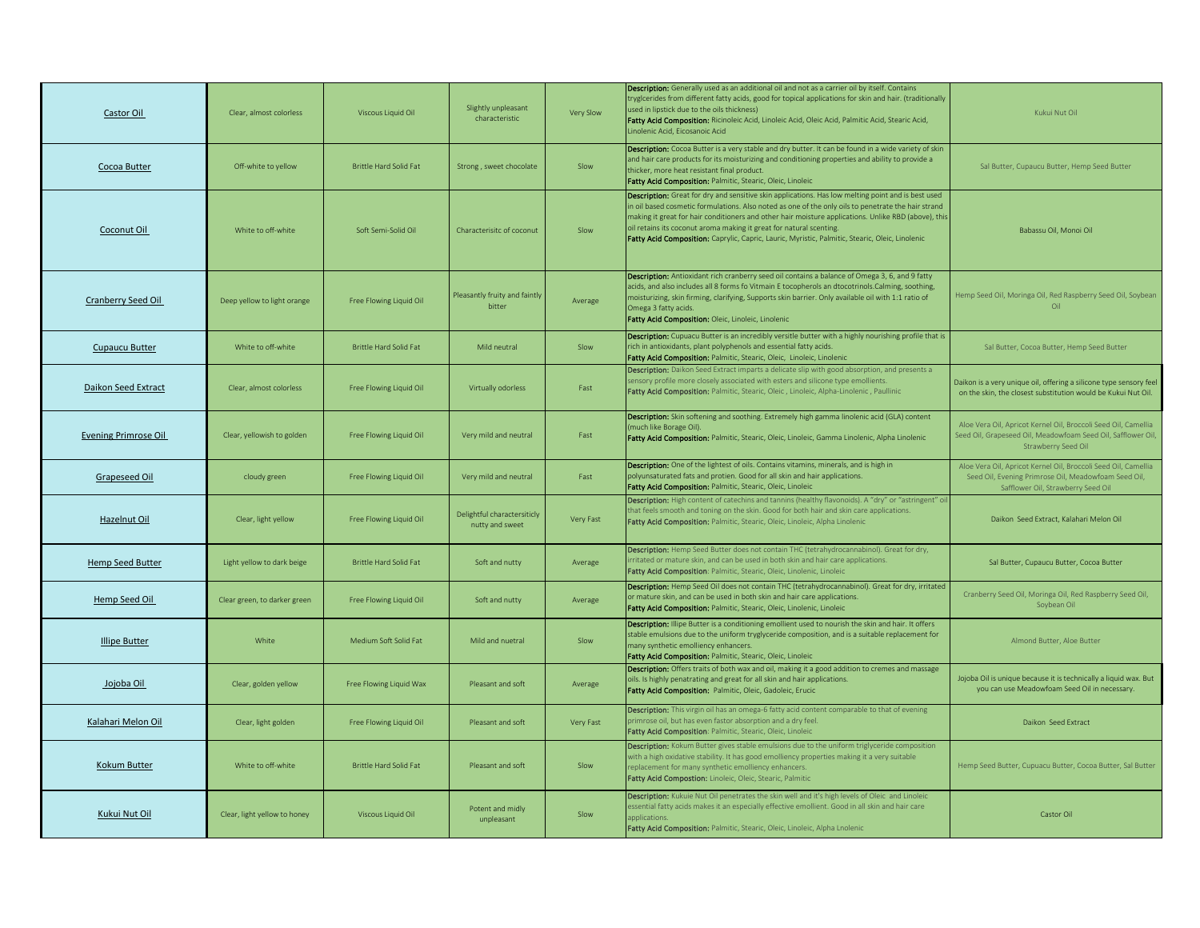| Castor Oil | Clear, almost colorless | Viscous Liquid Oil | Slightly unpleasant characteristic | Very Slow | **Description:** Generally used as an additional oil and not as a carrier oil by itself. Contains tryglcerides from different fatty acids, good for topical applications for skin and hair. (traditionally used in lipstick due to the oils thickness) **Fatty Acid Composition:** Ricinoleic Acid, Linoleic Acid, Oleic Acid, Palmitic Acid, Stearic Acid, Linolenic Acid, Eicosanoic Acid | Kukui Nut Oil |
|---|---|---|---|---|---|---|
| Cocoa Butter | Off-white to yellow | Brittle Hard Solid Fat | Strong , sweet chocolate | Slow | **Description:** Cocoa Butter is a very stable and dry butter. It can be found in a wide variety of skin and hair care products for its moisturizing and conditioning properties and ability to provide a thicker, more heat resistant final product. **Fatty Acid Composition:** Palmitic, Stearic, Oleic, Linoleic | Sal Butter, Cupaucu Butter, Hemp Seed Butter |
| Coconut Oil | White to off-white | Soft Semi-Solid Oil | Characterisitc of coconut | Slow | **Description:** Great for dry and sensitive skin applications. Has low melting point and is best used in oil based cosmetic formulations. Also noted as one of the only oils to penetrate the hair strand making it great for hair conditioners and other hair moisture applications. Unlike RBD (above), this oil retains its coconut aroma making it great for natural scenting. **Fatty Acid Composition:** Caprylic, Capric, Lauric, Myristic, Palmitic, Stearic, Oleic, Linolenic | Babassu Oil, Monoi Oil |
| Cranberry Seed Oil | Deep yellow to light orange | Free Flowing Liquid Oil | Pleasantly fruity and faintly bitter | Average | **Description:** Antioxidant rich cranberry seed oil contains a balance of Omega 3, 6, and 9 fatty acids, and also includes all 8 forms fo Vitmain E tocopherols an dtocotrinols.Calming, soothing, moisturizing, skin firming, clarifying, Supports skin barrier. Only available oil with 1:1 ratio of Omega 3 fatty acids. **Fatty Acid Composition:** Oleic, Linoleic, Linolenic | Hemp Seed Oil, Moringa Oil, Red Raspberry Seed Oil, Soybean Oil |
| Cupaucu Butter | White to off-white | Brittle Hard Solid Fat | Mild neutral | Slow | **Description:** Cupuacu Butter is an incredibly versitle butter with a highly nourishing profile that is rich in antioxidants, plant polyphenols and essential fatty acids. **Fatty Acid Composition:** Palmitic, Stearic, Oleic, Linoleic, Linolenic | Sal Butter, Cocoa Butter, Hemp Seed Butter |
| Daikon Seed Extract | Clear, almost colorless | Free Flowing Liquid Oil | Virtually odorless | Fast | **Description:** Daikon Seed Extract imparts a delicate slip with good absorption, and presents a sensory profile more closely associated with esters and silicone type emollients. **Fatty Acid Composition:** Palmitic, Stearic, Oleic , Linoleic, Alpha-Linolenic , Paullinic | Daikon is a very unique oil, offering a silicone type sensory feel on the skin, the closest substitution would be Kukui Nut Oil. |
| Evening Primrose Oil | Clear, yellowish to golden | Free Flowing Liquid Oil | Very mild and neutral | Fast | **Description:** Skin softening and soothing. Extremely high gamma linolenic acid (GLA) content (much like Borage Oil). **Fatty Acid Composition:** Palmitic, Stearic, Oleic, Linoleic, Gamma Linolenic, Alpha Linolenic | Aloe Vera Oil, Apricot Kernel Oil, Broccoli Seed Oil, Camellia Seed Oil, Grapeseed Oil, Meadowfoam Seed Oil, Safflower Oil, Strawberry Seed Oil |
| Grapeseed Oil | cloudy green | Free Flowing Liquid Oil | Very mild and neutral | Fast | **Description:** One of the lightest of oils. Contains vitamins, minerals, and is high in polyunsaturated fats and protien. Good for all skin and hair applications. **Fatty Acid Composition:** Palmitic, Stearic, Oleic, Linoleic | Aloe Vera Oil, Apricot Kernel Oil, Broccoli Seed Oil, Camellia Seed Oil, Evening Primrose Oil, Meadowfoam Seed Oil, Safflower Oil, Strawberry Seed Oil |
| Hazelnut Oil | Clear, light yellow | Free Flowing Liquid Oil | Delightful charactersiticly nutty and sweet | Very Fast | **Description:** High content of catechins and tannins (healthy flavonoids). A "dry" or "astringent" oil that feels smooth and toning on the skin. Good for both hair and skin care applications. **Fatty Acid Composition:** Palmitic, Stearic, Oleic, Linoleic, Alpha Linolenic | Daikon Seed Extract, Kalahari Melon Oil |
| Hemp Seed Butter | Light yellow to dark beige | Brittle Hard Solid Fat | Soft and nutty | Average | **Description:** Hemp Seed Butter does not contain THC (tetrahydrocannabinol). Great for dry, irritated or mature skin, and can be used in both skin and hair care applications. **Fatty Acid Composition:** Palmitic, Stearic, Oleic, Linolenic, Linoleic | Sal Butter, Cupaucu Butter, Cocoa Butter |
| Hemp Seed Oil | Clear green, to darker green | Free Flowing Liquid Oil | Soft and nutty | Average | **Description:** Hemp Seed Oil does not contain THC (tetrahydrocannabinol). Great for dry, irritated or mature skin, and can be used in both skin and hair care applications. **Fatty Acid Composition:** Palmitic, Stearic, Oleic, Linolenic, Linoleic | Cranberry Seed Oil, Moringa Oil, Red Raspberry Seed Oil, Soybean Oil |
| Illipe Butter | White | Medium Soft Solid Fat | Mild and nuetral | Slow | **Description:** Illipe Butter is a conditioning emollient used to nourish the skin and hair. It offers stable emulsions due to the uniform tryglyceride composition, and is a suitable replacement for many synthetic emolliency enhancers. **Fatty Acid Composition:** Palmitic, Stearic, Oleic, Linoleic | Almond Butter, Aloe Butter |
| Jojoba Oil | Clear, golden yellow | Free Flowing Liquid Wax | Pleasant and soft | Average | **Description:** Offers traits of both wax and oil, making it a good addition to cremes and massage oils. Is highly penatrating and great for all skin and hair applications. **Fatty Acid Composition:** Palmitic, Oleic, Gadoleic, Erucic | Jojoba Oil is unique because it is technically a liquid wax. But you can use Meadowfoam Seed Oil in necessary. |
| Kalahari Melon Oil | Clear, light golden | Free Flowing Liquid Oil | Pleasant and soft | Very Fast | **Description:** This virgin oil has an omega-6 fatty acid content comparable to that of evening primrose oil, but has even fastor absorption and a dry feel. **Fatty Acid Composition:** Palmitic, Stearic, Oleic, Linoleic | Daikon Seed Extract |
| Kokum Butter | White to off-white | Brittle Hard Solid Fat | Pleasant and soft | Slow | **Description:** Kokum Butter gives stable emulsions due to the uniform triglyceride composition with a high oxidative stability. It has good emolliency properties making it a very suitable replacement for many synthetic emolliency enhancers. **Fatty Acid Compostion:** Linoleic, Oleic, Stearic, Palmitic | Hemp Seed Butter, Cupuacu Butter, Cocoa Butter, Sal Butter |
| Kukui Nut Oil | Clear, light yellow to honey | Viscous Liquid Oil | Potent and midly unpleasant | Slow | **Description:** Kukuie Nut Oil penetrates the skin well and it's high levels of Oleic and Linoleic essential fatty acids makes it an especially effective emollient. Good in all skin and hair care applications. **Fatty Acid Composition:** Palmitic, Stearic, Oleic, Linoleic, Alpha Lnolenic | Castor Oil |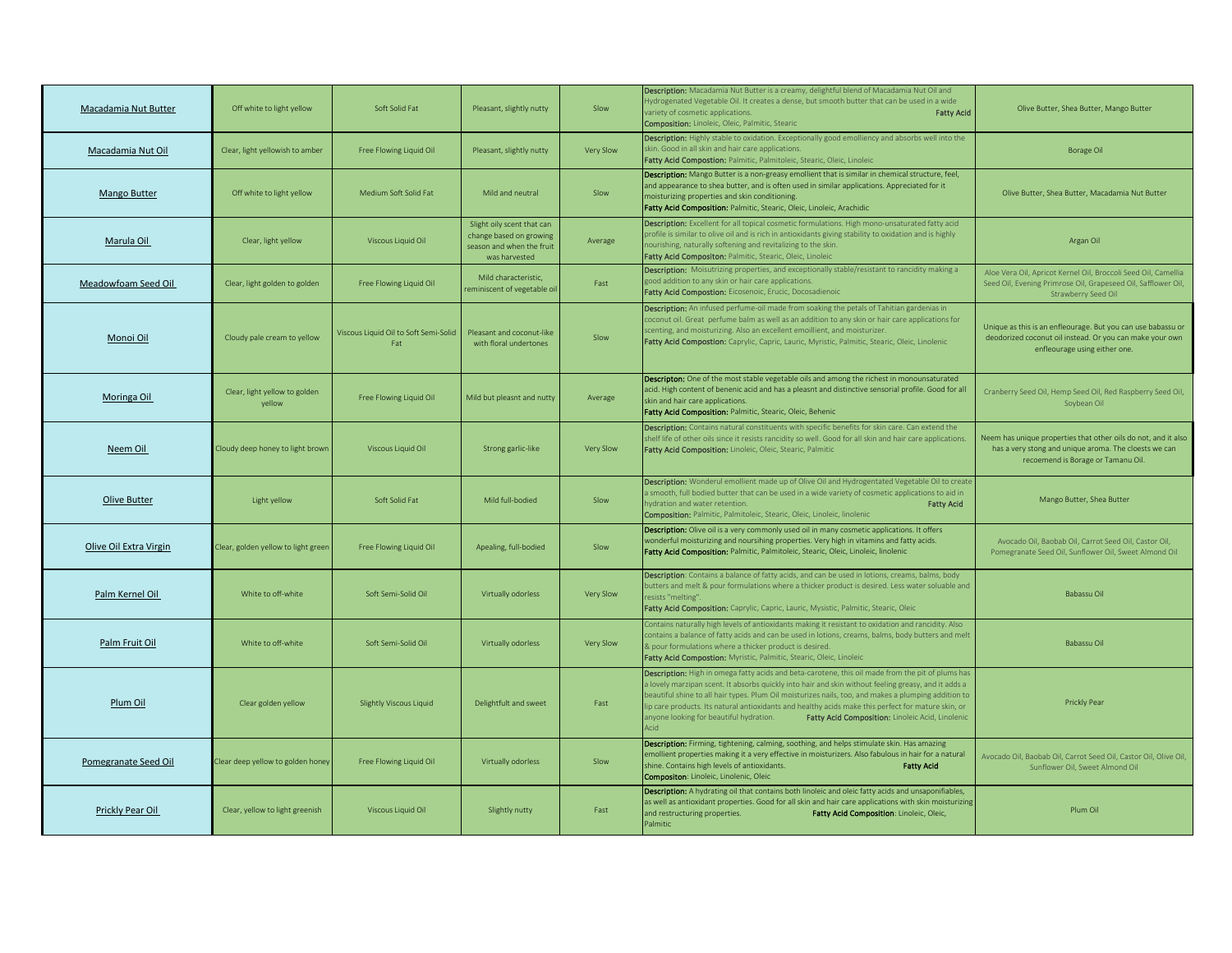| | | | | | | |
|---|---|---|---|---|---|---|
| Macadamia Nut Butter | Off white to light yellow | Soft Solid Fat | Pleasant, slightly nutty | Slow | **Description:** Macadamia Nut Butter is a creamy, delightful blend of Macadamia Nut Oil and Hydrogenated Vegetable Oil. It creates a dense, but smooth butter that can be used in a wide variety of cosmetic applications. **Fatty Acid Composition:** Linoleic, Oleic, Palmitic, Stearic | Olive Butter, Shea Butter, Mango Butter |
| Macadamia Nut Oil | Clear, light yellowish to amber | Free Flowing Liquid Oil | Pleasant, slightly nutty | Very Slow | **Description:** Highly stable to oxidation. Exceptionally good emolliency and absorbs well into the skin. Good in all skin and hair care applications. **Fatty Acid Compostion:** Palmitic, Palmitoleic, Stearic, Oleic, Linoleic | Borage Oil |
| Mango Butter | Off white to light yellow | Medium Soft Solid Fat | Mild and neutral | Slow | **Description:** Mango Butter is a non-greasy emollient that is similar in chemical structure, feel, and appearance to shea butter, and is often used in similar applications. Appreciated for it moisturizing properties and skin conditioning. **Fatty Acid Composition:** Palmitic, Stearic, Oleic, Linoleic, Arachidic | Olive Butter, Shea Butter, Macadamia Nut Butter |
| Marula Oil | Clear, light yellow | Viscous Liquid Oil | Slight oily scent that can change based on growing season and when the fruit was harvested | Average | **Description:** Excellent for all topical cosmetic formulations. High mono-unsaturated fatty acid profile is similar to olive oil and is rich in antioxidants giving stability to oxidation and is highly nourishing, naturally softening and revitalizing to the skin. **Fatty Acid Compositon:** Palmitic, Stearic, Oleic, Linoleic | Argan Oil |
| Meadowfoam Seed Oil | Clear, light golden to golden | Free Flowing Liquid Oil | Mild characteristic, reminiscent of vegetable oil | Fast | **Description:** Moisutrizing properties, and exceptionally stable/resistant to rancidity making a good addition to any skin or hair care applications. **Fatty Acid Compostion:** Eicosenoic, Erucic, Docosadienoic | Aloe Vera Oil, Apricot Kernel Oil, Broccoli Seed Oil, Camellia Seed Oil, Evening Primrose Oil, Grapeseed Oil, Safflower Oil, Strawberry Seed Oil |
| Monoi Oil | Cloudy pale cream to yellow | Viscous Liquid Oil to Soft Semi-Solid Fat | Pleasant and coconut-like with floral undertones | Slow | **Description:** An infused perfume-oil made from soaking the petals of Tahitian gardenias in coconut oil. Great perfume balm as well as an addition to any skin or hair care applications for scenting, and moisturizing. Also an excellent emmollient, and moisturizer. **Fatty Acid Compostion:** Caprylic, Capric, Lauric, Myristic, Palmitic, Stearic, Oleic, Linolenic | Unique as this is an enfleourage. But you can use babassu or deodorized coconut oil instead. Or you can make your own enfleourage using either one. |
| Moringa Oil | Clear, light yellow to golden yellow | Free Flowing Liquid Oil | Mild but pleasnt and nutty | Average | **Descripton:** One of the most stable vegetable oils and among the richest in monounsaturated acid. High content of benenic acid and has a pleasnt and distinctive sensorial profile. Good for all skin and hair care applications. **Fatty Acid Composition:** Palmitic, Stearic, Oleic, Behenic | Cranberry Seed Oil, Hemp Seed Oil, Red Raspberry Seed Oil, Soybean Oil |
| Neem Oil | Cloudy deep honey to light brown | Viscous Liquid Oil | Strong garlic-like | Very Slow | **Description:** Contains natural constituents with specific benefits for skin care. Can extend the shelf life of other oils since it resists rancidity so well. Good for all skin and hair care applications. **Fatty Acid Composition:** Linoleic, Oleic, Stearic, Palmitic | Neem has unique properties that other oils do not, and it also has a very stong and unique aroma. The cloests we can recoemend is Borage or Tamanu Oil. |
| Olive Butter | Light yellow | Soft Solid Fat | Mild full-bodied | Slow | **Description:** Wonderul emollient made up of Olive Oil and Hydrogentated Vegetable Oil to create a smooth, full bodied butter that can be used in a wide variety of cosmetic applications to aid in hydration and water retention. **Fatty Acid Composition:** Palmitic, Palmitoleic, Stearic, Oleic, Linoleic, linolenic | Mango Butter, Shea Butter |
| Olive Oil Extra Virgin | Clear, golden yellow to light green | Free Flowing Liquid Oil | Apealing, full-bodied | Slow | **Description:** Olive oil is a very commonly used oil in many cosmetic applications. It offers wonderful moisturizing and nourshing properties. Very high in vitamins and fatty acids. **Fatty Acid Composition:** Palmitic, Palmitoleic, Stearic, Oleic, Linoleic, linolenic | Avocado Oil, Baobab Oil, Carrot Seed Oil, Castor Oil, Pomegranate Seed Oil, Sunflower Oil, Sweet Almond Oil |
| Palm Kernel Oil | White to off-white | Soft Semi-Solid Oil | Virtually odorless | Very Slow | **Description:** Contains a balance of fatty acids, and can be used in lotions, creams, balms, body butters and melt & pour formulations where a thicker product is desired. Less water soluable and resists "melting". **Fatty Acid Composition:** Caprylic, Capric, Lauric, Mysistic, Palmitic, Stearic, Oleic | Babassu Oil |
| Palm Fruit Oil | White to off-white | Soft Semi-Solid Oil | Virtually odorless | Very Slow | Contains naturally high levels of antioxidants making it resistant to oxidation and rancidity. Also contains a balance of fatty acids and can be used in lotions, creams, balms, body butters and melt & pour formulations where a thicker product is desired. **Fatty Acid Compostion:** Myristic, Palmitic, Stearic, Oleic, Linoleic | Babassu Oil |
| Plum Oil | Clear golden yellow | Slightly Viscous Liquid | Delightful and sweet | Fast | **Description:** High in omega fatty acids and beta-carotene, this oil made from the pit of plums has a lovely marzipan scent. It absorbs quickly into hair and skin without feeling greasy, and it adds a beautiful shine to all hair types. Plum Oil moisturizes nails, too, and makes a plumping addition to lip care products. Its natural antioxidants and healthy acids make this perfect for mature skin, or anyone looking for beautiful hydration. **Fatty Acid Composition:** Linoleic Acid, Linolenic Acid | Prickly Pear |
| Pomegranate Seed Oil | Clear deep yellow to golden honey | Free Flowing Liquid Oil | Virtually odorless | Slow | **Description:** Firming, tightening, calming, soothing, and helps stimulate skin. Has amazing emollient properties making it a very effective in moisturizers. Also fabulous in hair for a natural shine. Contains high levels of antioxidants. **Fatty Acid Compositon:** Linoleic, Linolenic, Oleic | Avocado Oil, Baobab Oil, Carrot Seed Oil, Castor Oil, Olive Oil, Sunflower Oil, Sweet Almond Oil |
| Prickly Pear Oil | Clear, yellow to light greenish | Viscous Liquid Oil | Slightly nutty | Fast | **Description:** A hydrating oil that contains both linoleic and oleic fatty acids and unsaponifiables, as well as antioxidant properties. Good for all skin and hair care applications with skin moisturizing and restructuring properties. **Fatty Acid Composition:** Linoleic, Oleic, Palmitic | Plum Oil |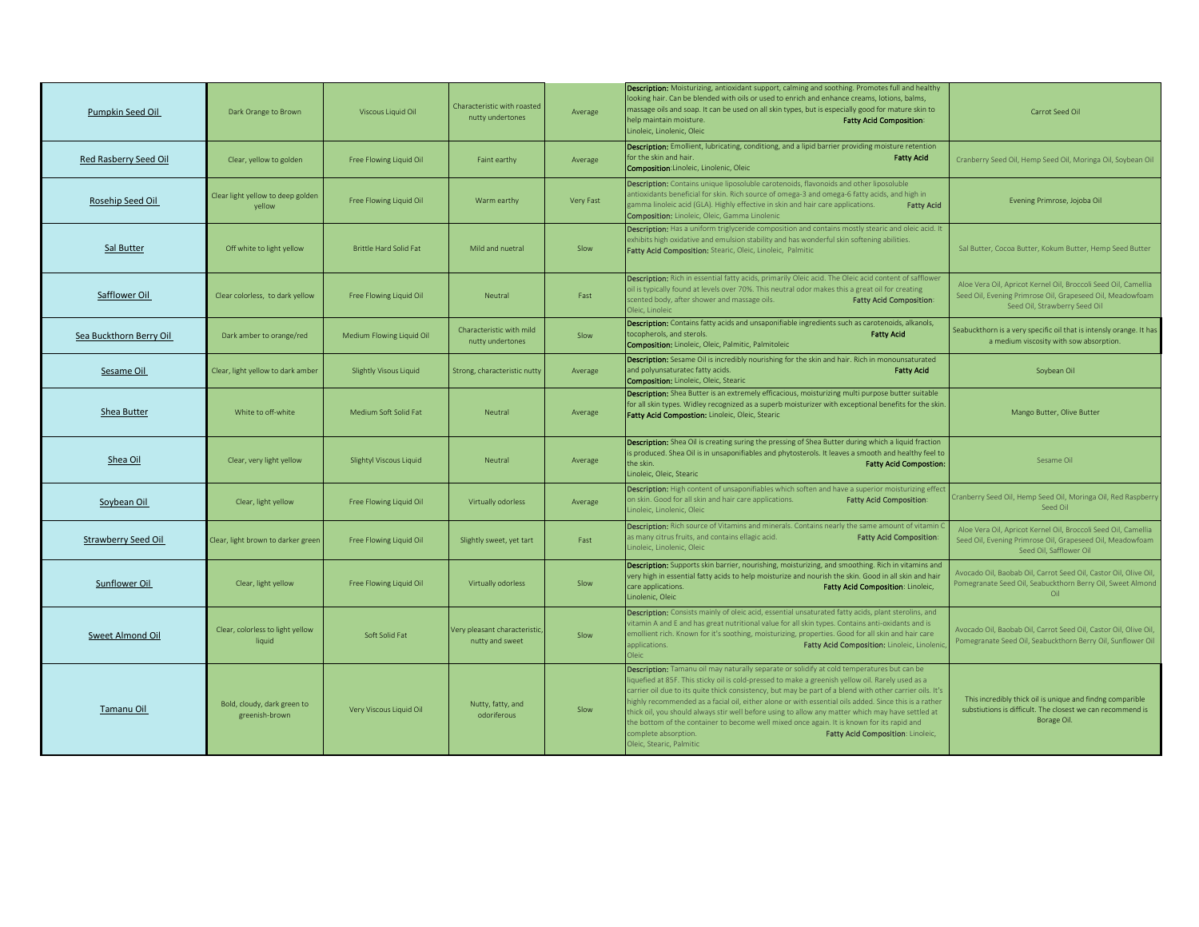| | | | | | | |
|---|---|---|---|---|---|---|
| Pumpkin Seed Oil | Dark Orange to Brown | Viscous Liquid Oil | Characteristic with roasted nutty undertones | Average | **Description:** Moisturizing, antioxidant support, calming and soothing. Promotes full and healthy looking hair. Can be blended with oils or used to enrich and enhance creams, lotions, balms, massage oils and soap. It can be used on all skin types, but is especially good for mature skin to help maintain moisture. **Fatty Acid Composition**: Linoleic, Linolenic, Oleic | Carrot Seed Oil |
| Red Rasberry Seed Oil | Clear, yellow to golden | Free Flowing Liquid Oil | Faint earthy | Average | **Description:** Emollient, lubricating, conditiong, and a lipid barrier providing moisture retention for the skin and hair. **Fatty Acid Composition**:Linoleic, Linolenic, Oleic | Cranberry Seed Oil, Hemp Seed Oil, Moringa Oil, Soybean Oil |
| Rosehip Seed Oil | Clear light yellow to deep golden yellow | Free Flowing Liquid Oil | Warm earthy | Very Fast | **Description:** Contains unique liposoluble carotenoids, flavonoids and other liposoluble antioxidants beneficial for skin. Rich source of omega-3 and omega-6 fatty acids, and high in gamma linoleic acid (GLA). Highly effective in skin and hair care applications. **Fatty Acid Composition:** Linoleic, Oleic, Gamma Linolenic | Evening Primrose, Jojoba Oil |
| Sal Butter | Off white to light yellow | Brittle Hard Solid Fat | Mild and nuetral | Slow | **Description:** Has a uniform triglyceride composition and contains mostly stearic and oleic acid. It exhibits high oxidative and emulsion stability and has wonderful skin softening abilities. **Fatty Acid Composition:** Stearic, Oleic, Linoleic, Palmitic | Sal Butter, Cocoa Butter, Kokum Butter, Hemp Seed Butter |
| Safflower Oil | Clear colorless, to dark yellow | Free Flowing Liquid Oil | Neutral | Fast | **Description:** Rich in essential fatty acids, primarily Oleic acid. The Oleic acid content of safflower oil is typically found at levels over 70%. This neutral odor makes this a great oil for creating scented body, after shower and massage oils. **Fatty Acid Composition**: Oleic, Linoleic | Aloe Vera Oil, Apricot Kernel Oil, Broccoli Seed Oil, Camellia Seed Oil, Evening Primrose Oil, Grapeseed Oil, Meadowfoam Seed Oil, Strawberry Seed Oil |
| Sea Buckthorn Berry Oil | Dark amber to orange/red | Medium Flowing Liquid Oil | Characteristic with mild nutty undertones | Slow | **Description:** Contains fatty acids and unsaponifiable ingredients such as carotenoids, alkanols, tocopherols, and sterols. **Fatty Acid Composition:** Linoleic, Oleic, Palmitic, Palmitoleic | Seabuckthorn is a very specific oil that is intensly orange. It has a medium viscosity with sow absorption. |
| Sesame Oil | Clear, light yellow to dark amber | Slightly Visous Liquid | Strong, characteristic nutty | Average | **Description:** Sesame Oil is incredibly nourishing for the skin and hair. Rich in monounsaturated and polyunsaturatec fatty acids. **Fatty Acid Composition:** Linoleic, Oleic, Stearic | Soybean Oil |
| Shea Butter | White to off-white | Medium Soft Solid Fat | Neutral | Average | **Description:** Shea Butter is an extremely efficacious, moisturizing multi purpose butter suitable for all skin types. Widley recognized as a superb moisturizer with exceptional benefits for the skin. **Fatty Acid Compostion:** Linoleic, Oleic, Stearic | Mango Butter, Olive Butter |
| Shea Oil | Clear, very light yellow | Slightyl Viscous Liquid | Neutral | Average | **Description:** Shea Oil is creating suring the pressing of Shea Butter during which a liquid fraction is produced. Shea Oil is in unsaponifiables and phytosterols. It leaves a smooth and healthy feel to the skin. **Fatty Acid Compostion:** Linoleic, Oleic, Stearic | Sesame Oil |
| Soybean Oil | Clear, light yellow | Free Flowing Liquid Oil | Virtually odorless | Average | **Description:** High content of unsaponifiables which soften and have a superior moisturizing effect on skin. Good for all skin and hair care applications. **Fatty Acid Composition**: Linoleic, Linolenic, Oleic | Cranberry Seed Oil, Hemp Seed Oil, Moringa Oil, Red Raspberry Seed Oil |
| Strawberry Seed Oil | Clear, light brown to darker green | Free Flowing Liquid Oil | Slightly sweet, yet tart | Fast | **Description:** Rich source of Vitamins and minerals. Contains nearly the same amount of vitamin C as many citrus fruits, and contains ellagic acid. **Fatty Acid Composition**: Linoleic, Linolenic, Oleic | Aloe Vera Oil, Apricot Kernel Oil, Broccoli Seed Oil, Camellia Seed Oil, Evening Primrose Oil, Grapeseed Oil, Meadowfoam Seed Oil, Safflower Oil |
| Sunflower Oil | Clear, light yellow | Free Flowing Liquid Oil | Virtually odorless | Slow | **Description:** Supports skin barrier, nourishing, moisturizing, and smoothing. Rich in vitamins and very high in essential fatty acids to help moisturize and nourish the skin. Good in all skin and hair care applications. **Fatty Acid Composition**: Linoleic, Linolenic, Oleic | Avocado Oil, Baobab Oil, Carrot Seed Oil, Castor Oil, Olive Oil, Pomegranate Seed Oil, Seabuckthorn Berry Oil, Sweet Almond Oil |
| Sweet Almond Oil | Clear, colorless to light yellow liquid | Soft Solid Fat | Very pleasant characteristic, nutty and sweet | Slow | **Description:** Consists mainly of oleic acid, essential unsaturated fatty acids, plant sterolins, and vitamin A and E and has great nutritional value for all skin types. Contains anti-oxidants and is emollient rich. Known for it's soothing, moisturizing, properties. Good for all skin and hair care applications. **Fatty Acid Composition:** Linoleic, Linolenic, Oleic | Avocado Oil, Baobab Oil, Carrot Seed Oil, Castor Oil, Olive Oil, Pomegranate Seed Oil, Seabuckthorn Berry Oil, Sunflower Oil |
| Tamanu Oil | Bold, cloudy, dark green to greenish-brown | Very Viscous Liquid Oil | Nutty, fatty, and odoriferous | Slow | **Description:** Tamanu oil may naturally separate or solidify at cold temperatures but can be liquefied at 85F. This sticky oil is cold-pressed to make a greenish yellow oil. Rarely used as a carrier oil due to its quite thick consistency, but may be part of a blend with other carrier oils. It's highly recommended as a facial oil, either alone or with essential oils added. Since this is a rather thick oil, you should always stir well before using to allow any matter which may have settled at the bottom of the container to become well mixed once again. It is known for its rapid and complete absorption. **Fatty Acid Composition**: Linoleic, Oleic, Stearic, Palmitic | This incredibly thick oil is unique and findng comparible substiutions is difficult. The closest we can recommend is Borage Oil. |